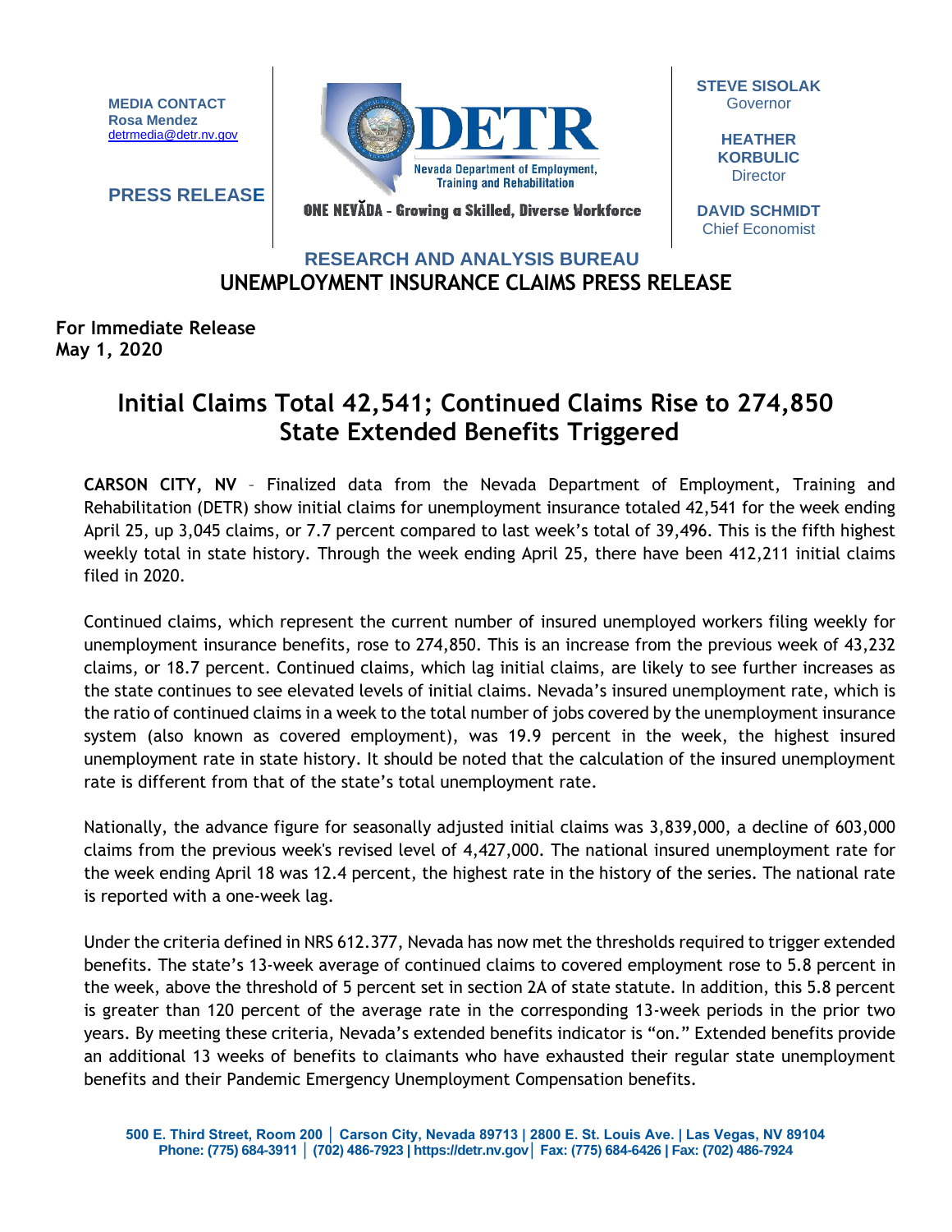**MEDIA CONTACT**
**Rosa Mendez**
detrmedia@detr.nv.gov

**PRESS RELEASE**

**DETR**
Nevada Department of Employment, Training and Rehabilitation

ONE NEVĂDA - Growing a Skilled, Diverse Workforce

**STEVE SISOLAK**
Governor

**HEATHER KORBULIC**
Director

**DAVID SCHMIDT**
Chief Economist

## RESEARCH AND ANALYSIS BUREAU
## UNEMPLOYMENT INSURANCE CLAIMS PRESS RELEASE

**For Immediate Release**
**May 1, 2020**

# Initial Claims Total 42,541; Continued Claims Rise to 274,850 State Extended Benefits Triggered

**CARSON CITY, NV** – Finalized data from the Nevada Department of Employment, Training and Rehabilitation (DETR) show initial claims for unemployment insurance totaled 42,541 for the week ending April 25, up 3,045 claims, or 7.7 percent compared to last week's total of 39,496. This is the fifth highest weekly total in state history. Through the week ending April 25, there have been 412,211 initial claims filed in 2020.

Continued claims, which represent the current number of insured unemployed workers filing weekly for unemployment insurance benefits, rose to 274,850. This is an increase from the previous week of 43,232 claims, or 18.7 percent. Continued claims, which lag initial claims, are likely to see further increases as the state continues to see elevated levels of initial claims. Nevada's insured unemployment rate, which is the ratio of continued claims in a week to the total number of jobs covered by the unemployment insurance system (also known as covered employment), was 19.9 percent in the week, the highest insured unemployment rate in state history. It should be noted that the calculation of the insured unemployment rate is different from that of the state's total unemployment rate.

Nationally, the advance figure for seasonally adjusted initial claims was 3,839,000, a decline of 603,000 claims from the previous week's revised level of 4,427,000. The national insured unemployment rate for the week ending April 18 was 12.4 percent, the highest rate in the history of the series. The national rate is reported with a one-week lag.

Under the criteria defined in NRS 612.377, Nevada has now met the thresholds required to trigger extended benefits. The state's 13-week average of continued claims to covered employment rose to 5.8 percent in the week, above the threshold of 5 percent set in section 2A of state statute. In addition, this 5.8 percent is greater than 120 percent of the average rate in the corresponding 13-week periods in the prior two years. By meeting these criteria, Nevada's extended benefits indicator is "on." Extended benefits provide an additional 13 weeks of benefits to claimants who have exhausted their regular state unemployment benefits and their Pandemic Emergency Unemployment Compensation benefits.

500 E. Third Street, Room 200 | Carson City, Nevada 89713 | 2800 E. St. Louis Ave. | Las Vegas, NV 89104
Phone: (775) 684-3911 | (702) 486-7923 | https://detr.nv.gov | Fax: (775) 684-6426 | Fax: (702) 486-7924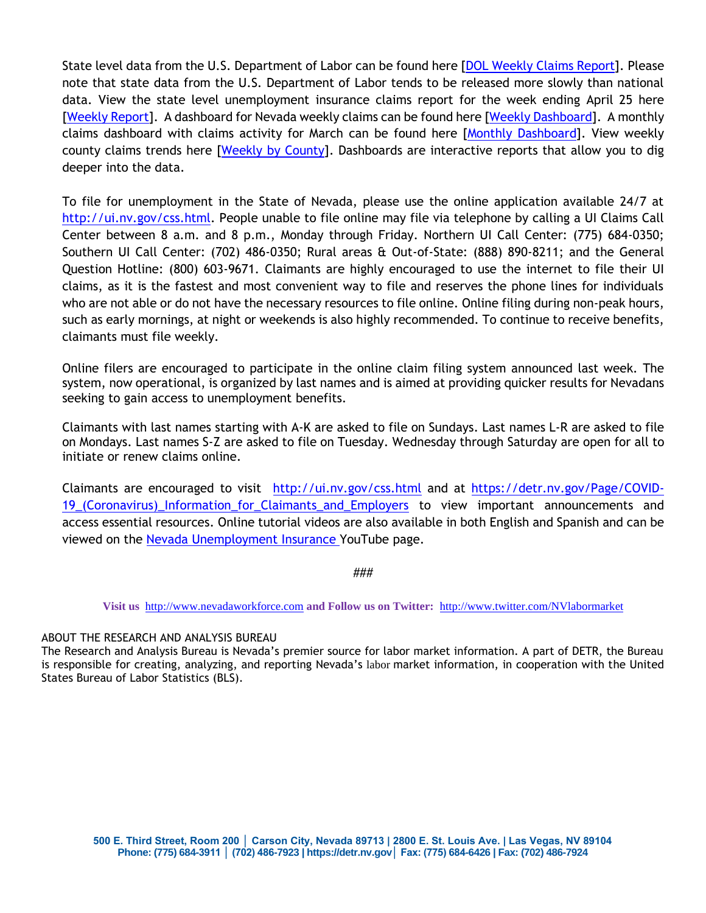State level data from the U.S. Department of Labor can be found here [DOL Weekly Claims Report]. Please note that state data from the U.S. Department of Labor tends to be released more slowly than national data. View the state level unemployment insurance claims report for the week ending April 25 here [Weekly Report]. A dashboard for Nevada weekly claims can be found here [Weekly Dashboard]. A monthly claims dashboard with claims activity for March can be found here [Monthly Dashboard]. View weekly county claims trends here [Weekly by County]. Dashboards are interactive reports that allow you to dig deeper into the data.

To file for unemployment in the State of Nevada, please use the online application available 24/7 at http://ui.nv.gov/css.html. People unable to file online may file via telephone by calling a UI Claims Call Center between 8 a.m. and 8 p.m., Monday through Friday. Northern UI Call Center: (775) 684-0350; Southern UI Call Center: (702) 486-0350; Rural areas & Out-of-State: (888) 890-8211; and the General Question Hotline: (800) 603-9671. Claimants are highly encouraged to use the internet to file their UI claims, as it is the fastest and most convenient way to file and reserves the phone lines for individuals who are not able or do not have the necessary resources to file online. Online filing during non-peak hours, such as early mornings, at night or weekends is also highly recommended. To continue to receive benefits, claimants must file weekly.

Online filers are encouraged to participate in the online claim filing system announced last week. The system, now operational, is organized by last names and is aimed at providing quicker results for Nevadans seeking to gain access to unemployment benefits.

Claimants with last names starting with A-K are asked to file on Sundays. Last names L-R are asked to file on Mondays. Last names S-Z are asked to file on Tuesday. Wednesday through Saturday are open for all to initiate or renew claims online.

Claimants are encouraged to visit http://ui.nv.gov/css.html and at https://detr.nv.gov/Page/COVID-19_(Coronavirus)_Information_for_Claimants_and_Employers to view important announcements and access essential resources. Online tutorial videos are also available in both English and Spanish and can be viewed on the Nevada Unemployment Insurance YouTube page.

###

**Visit us** http://www.nevadaworkforce.com **and Follow us on Twitter:** http://www.twitter.com/NVlabormarket

ABOUT THE RESEARCH AND ANALYSIS BUREAU
The Research and Analysis Bureau is Nevada's premier source for labor market information. A part of DETR, the Bureau is responsible for creating, analyzing, and reporting Nevada's labor market information, in cooperation with the United States Bureau of Labor Statistics (BLS).

**500 E. Third Street, Room 200 │ Carson City, Nevada 89713 | 2800 E. St. Louis Ave. | Las Vegas, NV 89104**
**Phone: (775) 684-3911 │ (702) 486-7923 | https://detr.nv.gov│ Fax: (775) 684-6426 | Fax: (702) 486-7924**